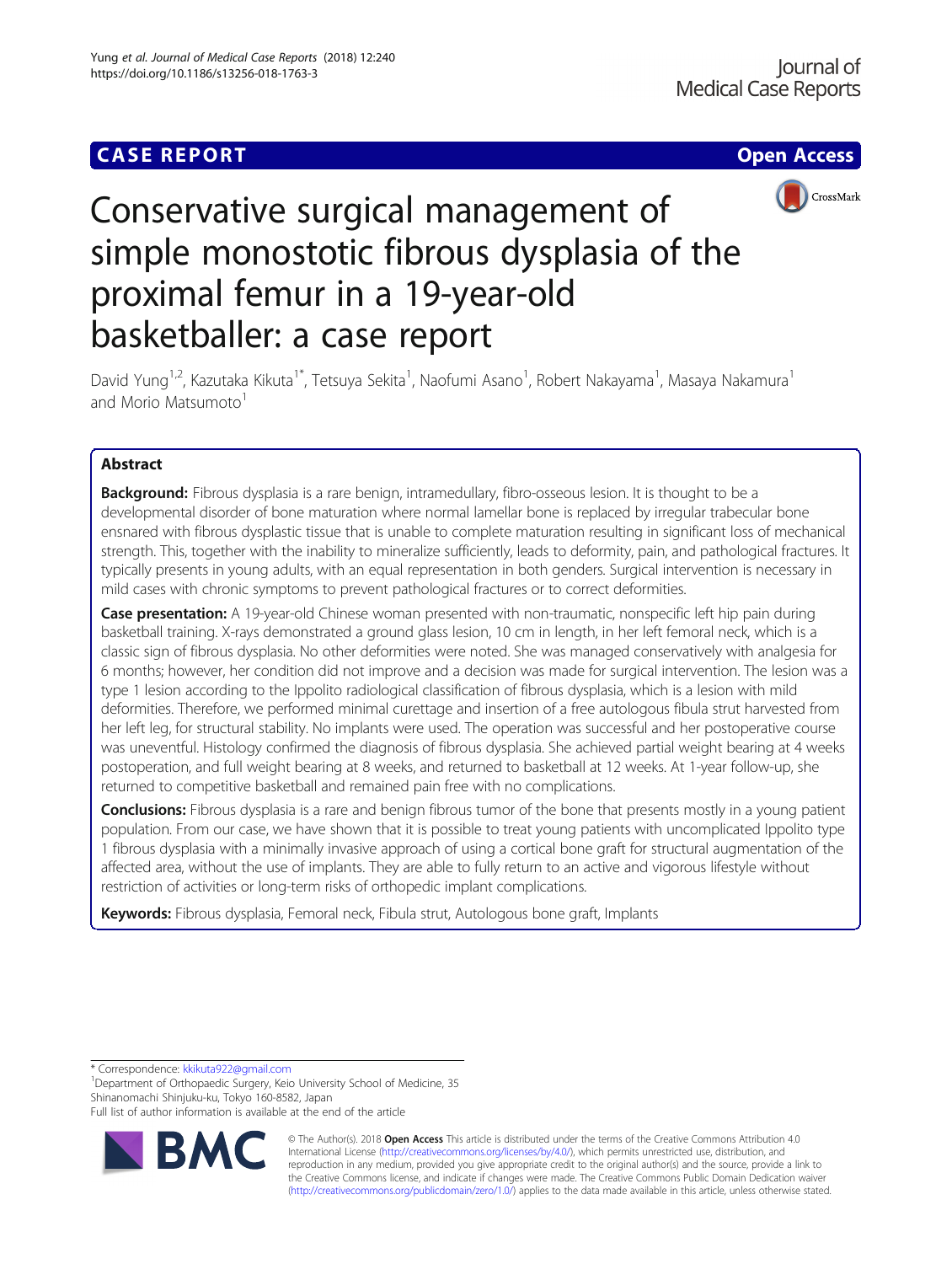CASE REPORT

Open Access

# Conservative surgical management of simple monostotic fibrous dysplasia of the proximal femur in a 19-year-old basketballer: a case report

David Yung[1,2], Kazutaka Kikuta[1*], Tetsuya Sekita[1], Naofumi Asano[1], Robert Nakayama[1], Masaya Nakamura[1] and Morio Matsumoto[1]

## Abstract

**Background:** Fibrous dysplasia is a rare benign, intramedullary, fibro-osseous lesion. It is thought to be a developmental disorder of bone maturation where normal lamellar bone is replaced by irregular trabecular bone ensnared with fibrous dysplastic tissue that is unable to complete maturation resulting in significant loss of mechanical strength. This, together with the inability to mineralize sufficiently, leads to deformity, pain, and pathological fractures. It typically presents in young adults, with an equal representation in both genders. Surgical intervention is necessary in mild cases with chronic symptoms to prevent pathological fractures or to correct deformities.

**Case presentation:** A 19-year-old Chinese woman presented with non-traumatic, nonspecific left hip pain during basketball training. X-rays demonstrated a ground glass lesion, 10 cm in length, in her left femoral neck, which is a classic sign of fibrous dysplasia. No other deformities were noted. She was managed conservatively with analgesia for 6 months; however, her condition did not improve and a decision was made for surgical intervention. The lesion was a type 1 lesion according to the Ippolito radiological classification of fibrous dysplasia, which is a lesion with mild deformities. Therefore, we performed minimal curettage and insertion of a free autologous fibula strut harvested from her left leg, for structural stability. No implants were used. The operation was successful and her postoperative course was uneventful. Histology confirmed the diagnosis of fibrous dysplasia. She achieved partial weight bearing at 4 weeks postoperation, and full weight bearing at 8 weeks, and returned to basketball at 12 weeks. At 1-year follow-up, she returned to competitive basketball and remained pain free with no complications.

**Conclusions:** Fibrous dysplasia is a rare and benign fibrous tumor of the bone that presents mostly in a young patient population. From our case, we have shown that it is possible to treat young patients with uncomplicated Ippolito type 1 fibrous dysplasia with a minimally invasive approach of using a cortical bone graft for structural augmentation of the affected area, without the use of implants. They are able to fully return to an active and vigorous lifestyle without restriction of activities or long-term risks of orthopedic implant complications.

**Keywords:** Fibrous dysplasia, Femoral neck, Fibula strut, Autologous bone graft, Implants

* Correspondence: kkikuta922@gmail.com
[1]Department of Orthopaedic Surgery, Keio University School of Medicine, 35 Shinanomachi Shinjuku-ku, Tokyo 160-8582, Japan
Full list of author information is available at the end of the article

© The Author(s). 2018 **Open Access** This article is distributed under the terms of the Creative Commons Attribution 4.0 International License (http://creativecommons.org/licenses/by/4.0/), which permits unrestricted use, distribution, and reproduction in any medium, provided you give appropriate credit to the original author(s) and the source, provide a link to the Creative Commons license, and indicate if changes were made. The Creative Commons Public Domain Dedication waiver (http://creativecommons.org/publicdomain/zero/1.0/) applies to the data made available in this article, unless otherwise stated.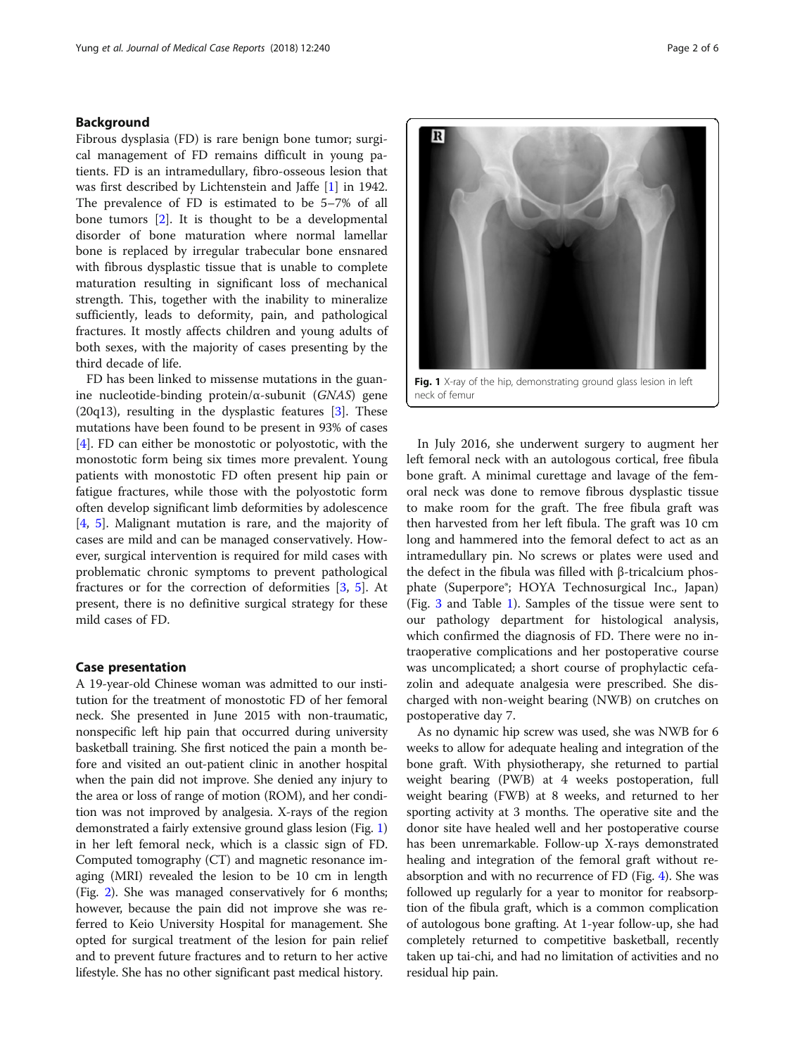## Background

Fibrous dysplasia (FD) is rare benign bone tumor; surgical management of FD remains difficult in young patients. FD is an intramedullary, fibro-osseous lesion that was first described by Lichtenstein and Jaffe [1] in 1942. The prevalence of FD is estimated to be 5–7% of all bone tumors [2]. It is thought to be a developmental disorder of bone maturation where normal lamellar bone is replaced by irregular trabecular bone ensnared with fibrous dysplastic tissue that is unable to complete maturation resulting in significant loss of mechanical strength. This, together with the inability to mineralize sufficiently, leads to deformity, pain, and pathological fractures. It mostly affects children and young adults of both sexes, with the majority of cases presenting by the third decade of life.

FD has been linked to missense mutations in the guanine nucleotide-binding protein/α-subunit (*GNAS*) gene (20q13), resulting in the dysplastic features [3]. These mutations have been found to be present in 93% of cases [4]. FD can either be monostotic or polyostotic, with the monostotic form being six times more prevalent. Young patients with monostotic FD often present hip pain or fatigue fractures, while those with the polyostotic form often develop significant limb deformities by adolescence [4, 5]. Malignant mutation is rare, and the majority of cases are mild and can be managed conservatively. However, surgical intervention is required for mild cases with problematic chronic symptoms to prevent pathological fractures or for the correction of deformities [3, 5]. At present, there is no definitive surgical strategy for these mild cases of FD.

## Case presentation

A 19-year-old Chinese woman was admitted to our institution for the treatment of monostotic FD of her femoral neck. She presented in June 2015 with non-traumatic, nonspecific left hip pain that occurred during university basketball training. She first noticed the pain a month before and visited an out-patient clinic in another hospital when the pain did not improve. She denied any injury to the area or loss of range of motion (ROM), and her condition was not improved by analgesia. X-rays of the region demonstrated a fairly extensive ground glass lesion (Fig. 1) in her left femoral neck, which is a classic sign of FD. Computed tomography (CT) and magnetic resonance imaging (MRI) revealed the lesion to be 10 cm in length (Fig. 2). She was managed conservatively for 6 months; however, because the pain did not improve she was referred to Keio University Hospital for management. She opted for surgical treatment of the lesion for pain relief and to prevent future fractures and to return to her active lifestyle. She has no other significant past medical history.

**Fig. 1** X-ray of the hip, demonstrating ground glass lesion in left neck of femur

In July 2016, she underwent surgery to augment her left femoral neck with an autologous cortical, free fibula bone graft. A minimal curettage and lavage of the femoral neck was done to remove fibrous dysplastic tissue to make room for the graft. The free fibula graft was then harvested from her left fibula. The graft was 10 cm long and hammered into the femoral defect to act as an intramedullary pin. No screws or plates were used and the defect in the fibula was filled with β-tricalcium phosphate (Superpore®; HOYA Technosurgical Inc., Japan) (Fig. 3 and Table 1). Samples of the tissue were sent to our pathology department for histological analysis, which confirmed the diagnosis of FD. There were no intraoperative complications and her postoperative course was uncomplicated; a short course of prophylactic cefazolin and adequate analgesia were prescribed. She discharged with non-weight bearing (NWB) on crutches on postoperative day 7.

As no dynamic hip screw was used, she was NWB for 6 weeks to allow for adequate healing and integration of the bone graft. With physiotherapy, she returned to partial weight bearing (PWB) at 4 weeks postoperation, full weight bearing (FWB) at 8 weeks, and returned to her sporting activity at 3 months. The operative site and the donor site have healed well and her postoperative course has been unremarkable. Follow-up X-rays demonstrated healing and integration of the femoral graft without reabsorption and with no recurrence of FD (Fig. 4). She was followed up regularly for a year to monitor for reabsorption of the fibula graft, which is a common complication of autologous bone grafting. At 1-year follow-up, she had completely returned to competitive basketball, recently taken up tai-chi, and had no limitation of activities and no residual hip pain.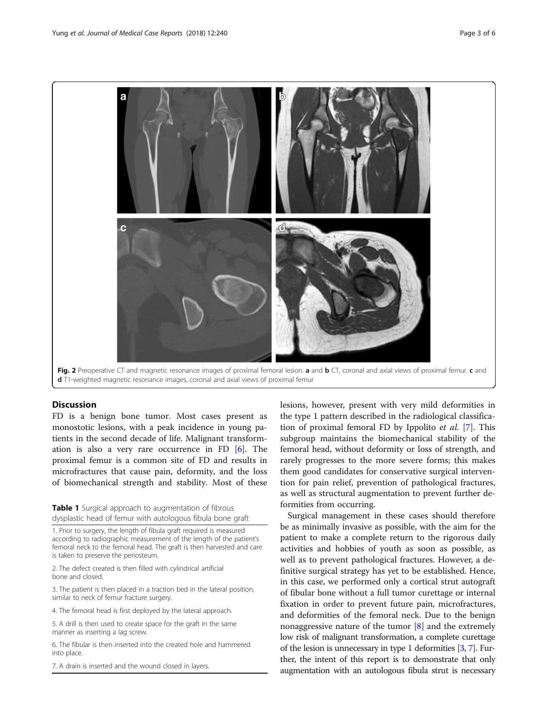Fig. 2 Preoperative CT and magnetic resonance images of proximal femoral lesion. **a** and **b** CT, coronal and axial views of proximal femur. **c** and **d** T1-weighted magnetic resonance images, coronal and axial views of proximal femur

## Discussion

FD is a benign bone tumor. Most cases present as monostotic lesions, with a peak incidence in young patients in the second decade of life. Malignant transformation is also a very rare occurrence in FD [6]. The proximal femur is a common site of FD and results in microfractures that cause pain, deformity, and the loss of biomechanical strength and stability. Most of these lesions, however, present with very mild deformities in the type 1 pattern described in the radiological classification of proximal femoral FD by Ippolito *et al.* [7]. This subgroup maintains the biomechanical stability of the femoral head, without deformity or loss of strength, and rarely progresses to the more severe forms; this makes them good candidates for conservative surgical intervention for pain relief, prevention of pathological fractures, as well as structural augmentation to prevent further deformities from occurring.

Surgical management in these cases should therefore be as minimally invasive as possible, with the aim for the patient to make a complete return to the rigorous daily activities and hobbies of youth as soon as possible, as well as to prevent pathological fractures. However, a definitive surgical strategy has yet to be established. Hence, in this case, we performed only a cortical strut autograft of fibular bone without a full tumor curettage or internal fixation in order to prevent future pain, microfractures, and deformities of the femoral neck. Due to the benign nonaggressive nature of the tumor [8] and the extremely low risk of malignant transformation, a complete curettage of the lesion is unnecessary in type 1 deformities [3, 7]. Further, the intent of this report is to demonstrate that only augmentation with an autologous fibula strut is necessary

**Table 1** Surgical approach to augmentation of fibrous dysplastic head of femur with autologous fibula bone graft

| |
|---|
| 1. Prior to surgery, the length of fibula graft required is measured according to radiographic measurement of the length of the patient's femoral neck to the femoral head. The graft is then harvested and care is taken to preserve the periosteum. |
| 2. The defect created is then filled with cylindrical artificial bone and closed. |
| 3. The patient is then placed in a traction bed in the lateral position, similar to neck of femur fracture surgery. |
| 4. The femoral head is first deployed by the lateral approach. |
| 5. A drill is then used to create space for the graft in the same manner as inserting a lag screw. |
| 6. The fibular is then inserted into the created hole and hammered into place. |
| 7. A drain is inserted and the wound closed in layers. |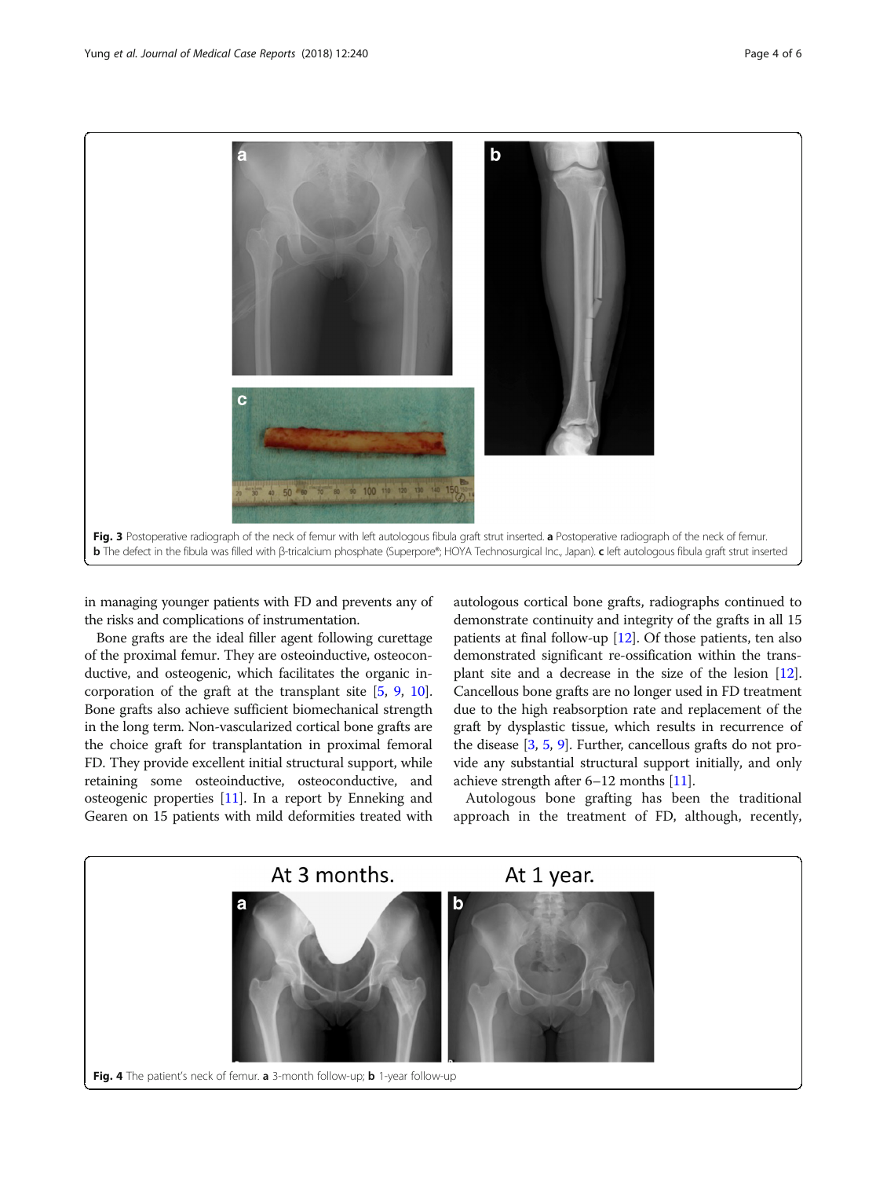Fig. 3 Postoperative radiograph of the neck of femur with left autologous fibula graft strut inserted. **a** Postoperative radiograph of the neck of femur. **b** The defect in the fibula was filled with β-tricalcium phosphate (Superpore®; HOYA Technosurgical Inc., Japan). **c** left autologous fibula graft strut inserted

in managing younger patients with FD and prevents any of the risks and complications of instrumentation.

Bone grafts are the ideal filler agent following curettage of the proximal femur. They are osteoinductive, osteoconductive, and osteogenic, which facilitates the organic incorporation of the graft at the transplant site [5, 9, 10]. Bone grafts also achieve sufficient biomechanical strength in the long term. Non-vascularized cortical bone grafts are the choice graft for transplantation in proximal femoral FD. They provide excellent initial structural support, while retaining some osteoinductive, osteoconductive, and osteogenic properties [11]. In a report by Enneking and Gearen on 15 patients with mild deformities treated with autologous cortical bone grafts, radiographs continued to demonstrate continuity and integrity of the grafts in all 15 patients at final follow-up [12]. Of those patients, ten also demonstrated significant re-ossification within the transplant site and a decrease in the size of the lesion [12]. Cancellous bone grafts are no longer used in FD treatment due to the high reabsorption rate and replacement of the graft by dysplastic tissue, which results in recurrence of the disease [3, 5, 9]. Further, cancellous grafts do not provide any substantial structural support initially, and only achieve strength after 6–12 months [11].

Autologous bone grafting has been the traditional approach in the treatment of FD, although, recently,

Fig. 4 The patient's neck of femur. **a** 3-month follow-up; **b** 1-year follow-up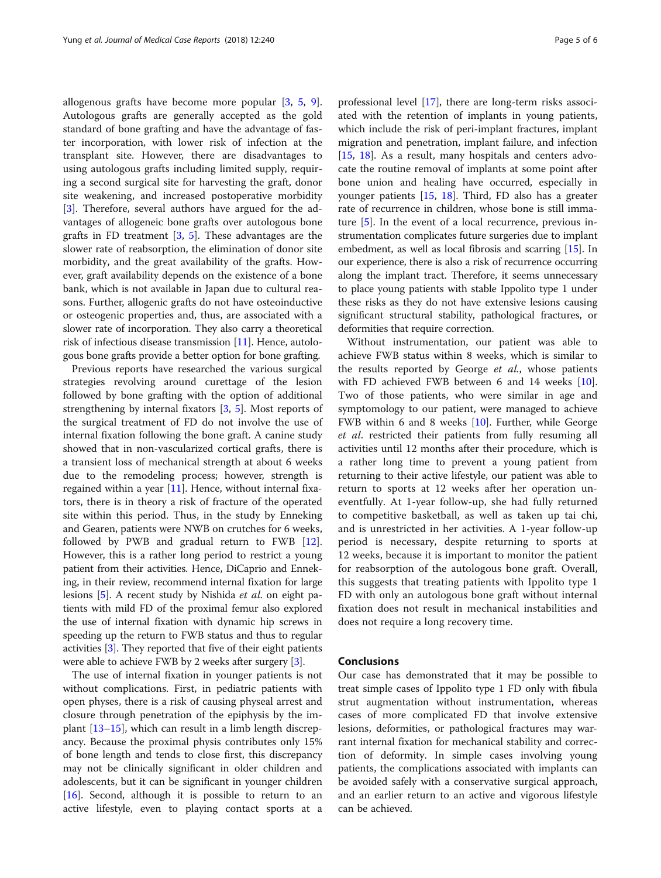allogenous grafts have become more popular [3, 5, 9]. Autologous grafts are generally accepted as the gold standard of bone grafting and have the advantage of faster incorporation, with lower risk of infection at the transplant site. However, there are disadvantages to using autologous grafts including limited supply, requiring a second surgical site for harvesting the graft, donor site weakening, and increased postoperative morbidity [3]. Therefore, several authors have argued for the advantages of allogeneic bone grafts over autologous bone grafts in FD treatment [3, 5]. These advantages are the slower rate of reabsorption, the elimination of donor site morbidity, and the great availability of the grafts. However, graft availability depends on the existence of a bone bank, which is not available in Japan due to cultural reasons. Further, allogenic grafts do not have osteoinductive or osteogenic properties and, thus, are associated with a slower rate of incorporation. They also carry a theoretical risk of infectious disease transmission [11]. Hence, autologous bone grafts provide a better option for bone grafting.

Previous reports have researched the various surgical strategies revolving around curettage of the lesion followed by bone grafting with the option of additional strengthening by internal fixators [3, 5]. Most reports of the surgical treatment of FD do not involve the use of internal fixation following the bone graft. A canine study showed that in non-vascularized cortical grafts, there is a transient loss of mechanical strength at about 6 weeks due to the remodeling process; however, strength is regained within a year [11]. Hence, without internal fixators, there is in theory a risk of fracture of the operated site within this period. Thus, in the study by Enneking and Gearen, patients were NWB on crutches for 6 weeks, followed by PWB and gradual return to FWB [12]. However, this is a rather long period to restrict a young patient from their activities. Hence, DiCaprio and Enneking, in their review, recommend internal fixation for large lesions [5]. A recent study by Nishida *et al.* on eight patients with mild FD of the proximal femur also explored the use of internal fixation with dynamic hip screws in speeding up the return to FWB status and thus to regular activities [3]. They reported that five of their eight patients were able to achieve FWB by 2 weeks after surgery [3].

The use of internal fixation in younger patients is not without complications. First, in pediatric patients with open physes, there is a risk of causing physeal arrest and closure through penetration of the epiphysis by the implant [13–15], which can result in a limb length discrepancy. Because the proximal physis contributes only 15% of bone length and tends to close first, this discrepancy may not be clinically significant in older children and adolescents, but it can be significant in younger children [16]. Second, although it is possible to return to an active lifestyle, even to playing contact sports at a professional level [17], there are long-term risks associated with the retention of implants in young patients, which include the risk of peri-implant fractures, implant migration and penetration, implant failure, and infection [15, 18]. As a result, many hospitals and centers advocate the routine removal of implants at some point after bone union and healing have occurred, especially in younger patients [15, 18]. Third, FD also has a greater rate of recurrence in children, whose bone is still immature [5]. In the event of a local recurrence, previous instrumentation complicates future surgeries due to implant embedment, as well as local fibrosis and scarring [15]. In our experience, there is also a risk of recurrence occurring along the implant tract. Therefore, it seems unnecessary to place young patients with stable Ippolito type 1 under these risks as they do not have extensive lesions causing significant structural stability, pathological fractures, or deformities that require correction.

Without instrumentation, our patient was able to achieve FWB status within 8 weeks, which is similar to the results reported by George *et al.*, whose patients with FD achieved FWB between 6 and 14 weeks [10]. Two of those patients, who were similar in age and symptomology to our patient, were managed to achieve FWB within 6 and 8 weeks [10]. Further, while George *et al.* restricted their patients from fully resuming all activities until 12 months after their procedure, which is a rather long time to prevent a young patient from returning to their active lifestyle, our patient was able to return to sports at 12 weeks after her operation uneventfully. At 1-year follow-up, she had fully returned to competitive basketball, as well as taken up tai chi, and is unrestricted in her activities. A 1-year follow-up period is necessary, despite returning to sports at 12 weeks, because it is important to monitor the patient for reabsorption of the autologous bone graft. Overall, this suggests that treating patients with Ippolito type 1 FD with only an autologous bone graft without internal fixation does not result in mechanical instabilities and does not require a long recovery time.

## Conclusions

Our case has demonstrated that it may be possible to treat simple cases of Ippolito type 1 FD only with fibula strut augmentation without instrumentation, whereas cases of more complicated FD that involve extensive lesions, deformities, or pathological fractures may warrant internal fixation for mechanical stability and correction of deformity. In simple cases involving young patients, the complications associated with implants can be avoided safely with a conservative surgical approach, and an earlier return to an active and vigorous lifestyle can be achieved.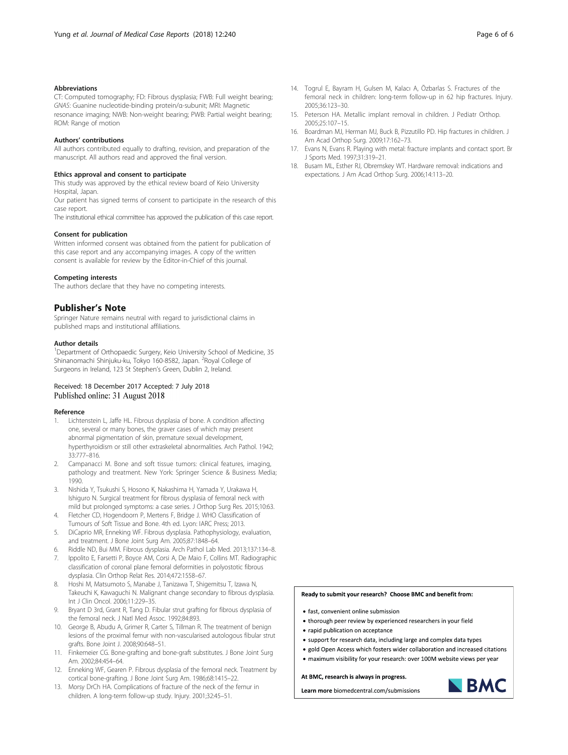### Abbreviations

CT: Computed tomography; FD: Fibrous dysplasia; FWB: Full weight bearing; *GNAS*: Guanine nucleotide-binding protein/α-subunit; MRI: Magnetic resonance imaging; NWB: Non-weight bearing; PWB: Partial weight bearing; ROM: Range of motion

### Authors' contributions

All authors contributed equally to drafting, revision, and preparation of the manuscript. All authors read and approved the final version.

### Ethics approval and consent to participate

This study was approved by the ethical review board of Keio University Hospital, Japan.

Our patient has signed terms of consent to participate in the research of this case report.

The institutional ethical committee has approved the publication of this case report.

### Consent for publication

Written informed consent was obtained from the patient for publication of this case report and any accompanying images. A copy of the written consent is available for review by the Editor-in-Chief of this journal.

### Competing interests

The authors declare that they have no competing interests.

## Publisher's Note

Springer Nature remains neutral with regard to jurisdictional claims in published maps and institutional affiliations.

### Author details

[1]Department of Orthopaedic Surgery, Keio University School of Medicine, 35 Shinanomachi Shinjuku-ku, Tokyo 160-8582, Japan. [2]Royal College of Surgeons in Ireland, 123 St Stephen's Green, Dublin 2, Ireland.

Received: 18 December 2017 Accepted: 7 July 2018
Published online: 31 August 2018

### Reference

1. Lichtenstein L, Jaffe HL. Fibrous dysplasia of bone. A condition affecting one, several or many bones, the graver cases of which may present abnormal pigmentation of skin, premature sexual development, hyperthyroidism or still other extraskeletal abnormalities. Arch Pathol. 1942; 33:777–816.
2. Campanacci M. Bone and soft tissue tumors: clinical features, imaging, pathology and treatment. New York: Springer Science & Business Media; 1990.
3. Nishida Y, Tsukushi S, Hosono K, Nakashima H, Yamada Y, Urakawa H, Ishiguro N. Surgical treatment for fibrous dysplasia of femoral neck with mild but prolonged symptoms: a case series. J Orthop Surg Res. 2015;10:63.
4. Fletcher CD, Hogendoorn P, Mertens F, Bridge J. WHO Classification of Tumours of Soft Tissue and Bone. 4th ed. Lyon: IARC Press; 2013.
5. DiCaprio MR, Enneking WF. Fibrous dysplasia. Pathophysiology, evaluation, and treatment. J Bone Joint Surg Am. 2005;87:1848–64.
6. Riddle ND, Bui MM. Fibrous dysplasia. Arch Pathol Lab Med. 2013;137:134–8.
7. Ippolito E, Farsetti P, Boyce AM, Corsi A, De Maio F, Collins MT. Radiographic classification of coronal plane femoral deformities in polyostotic fibrous dysplasia. Clin Orthop Relat Res. 2014;472:1558–67.
8. Hoshi M, Matsumoto S, Manabe J, Tanizawa T, Shigemitsu T, Izawa N, Takeuchi K, Kawaguchi N. Malignant change secondary to fibrous dysplasia. Int J Clin Oncol. 2006;11:229–35.
9. Bryant D 3rd, Grant R, Tang D. Fibular strut grafting for fibrous dysplasia of the femoral neck. J Natl Med Assoc. 1992;84:893.
10. George B, Abudu A, Grimer R, Carter S, Tillman R. The treatment of benign lesions of the proximal femur with non-vascularised autologous fibular strut grafts. Bone Joint J. 2008;90:648–51.
11. Finkemeier CG. Bone-grafting and bone-graft substitutes. J Bone Joint Surg Am. 2002;84:454–64.
12. Enneking WF, Gearen P. Fibrous dysplasia of the femoral neck. Treatment by cortical bone-grafting. J Bone Joint Surg Am. 1986;68:1415–22.
13. Morsy DrCh HA. Complications of fracture of the neck of the femur in children. A long-term follow-up study. Injury. 2001;32:45–51.
14. Togrul E, Bayram H, Gulsen M, Kalacı A, Özbarlas S. Fractures of the femoral neck in children: long-term follow-up in 62 hip fractures. Injury. 2005;36:123–30.
15. Peterson HA. Metallic implant removal in children. J Pediatr Orthop. 2005;25:107–15.
16. Boardman MJ, Herman MJ, Buck B, Pizzutillo PD. Hip fractures in children. J Am Acad Orthop Surg. 2009;17:162–73.
17. Evans N, Evans R. Playing with metal: fracture implants and contact sport. Br J Sports Med. 1997;31:319–21.
18. Busam ML, Esther RJ, Obremskey WT. Hardware removal: indications and expectations. J Am Acad Orthop Surg. 2006;14:113–20.